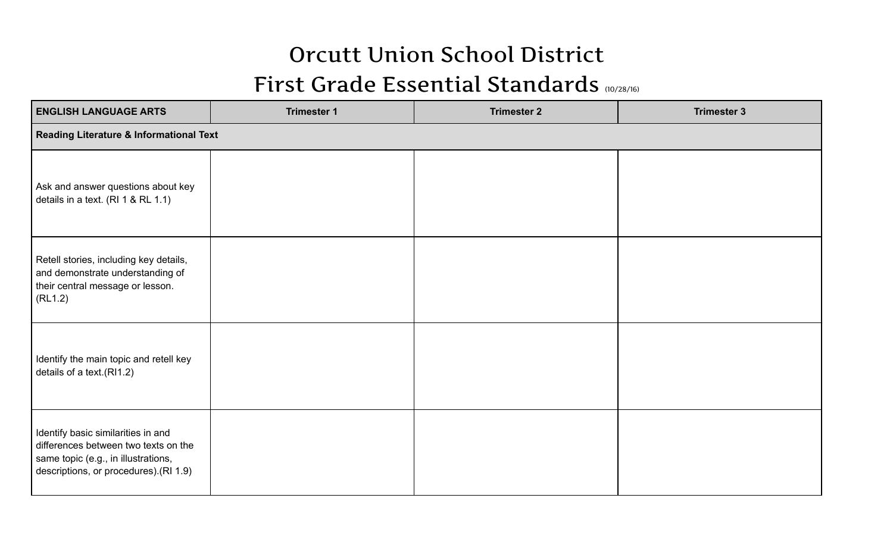# Orcutt Union School District

## First Grade Essential Standards (10/28/16)

| ENGLISH LANGUAGE ARTS | Trimester 1 | Trimester 2 | Trimester 3 |
|---|---|---|---|
| **Reading Literature & Informational Text** | | | |
| Ask and answer questions about key details in a text. (RI 1 & RL 1.1) | | | |
| Retell stories, including key details, and demonstrate understanding of their central message or lesson. (RL1.2) | | | |
| Identify the main topic and retell key details of a text.(RI1.2) | | | |
| Identify basic similarities in and differences between two texts on the same topic (e.g., in illustrations, descriptions, or procedures).(RI 1.9) | | | |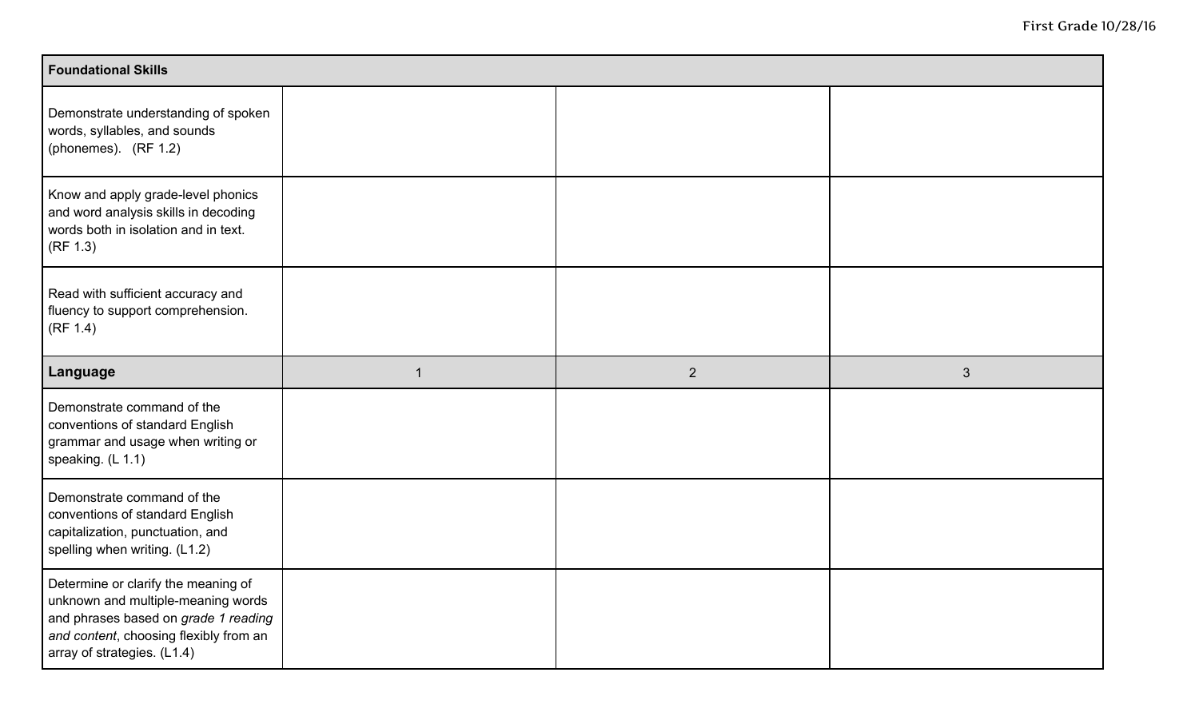| Foundational Skills | | | |
|---|---|---|---|
| Demonstrate understanding of spoken words, syllables, and sounds (phonemes). (RF 1.2) | | | |
| Know and apply grade-level phonics and word analysis skills in decoding words both in isolation and in text. (RF 1.3) | | | |
| Read with sufficient accuracy and fluency to support comprehension. (RF 1.4) | | | |
| **Language** | 1 | 2 | 3 |
| Demonstrate command of the conventions of standard English grammar and usage when writing or speaking. (L 1.1) | | | |
| Demonstrate command of the conventions of standard English capitalization, punctuation, and spelling when writing. (L1.2) | | | |
| Determine or clarify the meaning of unknown and multiple-meaning words and phrases based on *grade 1 reading and content*, choosing flexibly from an array of strategies. (L1.4) | | | |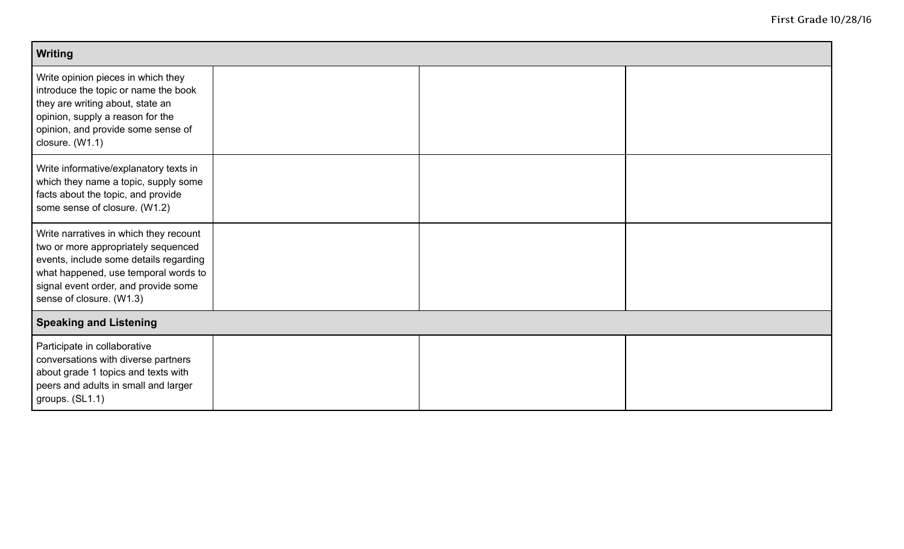| | | | |
|---|---|---|---|
| **Writing** | | | |
| Write opinion pieces in which they introduce the topic or name the book they are writing about, state an opinion, supply a reason for the opinion, and provide some sense of closure. (W1.1) | | | |
| Write informative/explanatory texts in which they name a topic, supply some facts about the topic, and provide some sense of closure. (W1.2) | | | |
| Write narratives in which they recount two or more appropriately sequenced events, include some details regarding what happened, use temporal words to signal event order, and provide some sense of closure. (W1.3) | | | |
| **Speaking and Listening** | | | |
| Participate in collaborative conversations with diverse partners about grade 1 topics and texts with peers and adults in small and larger groups. (SL1.1) | | | |